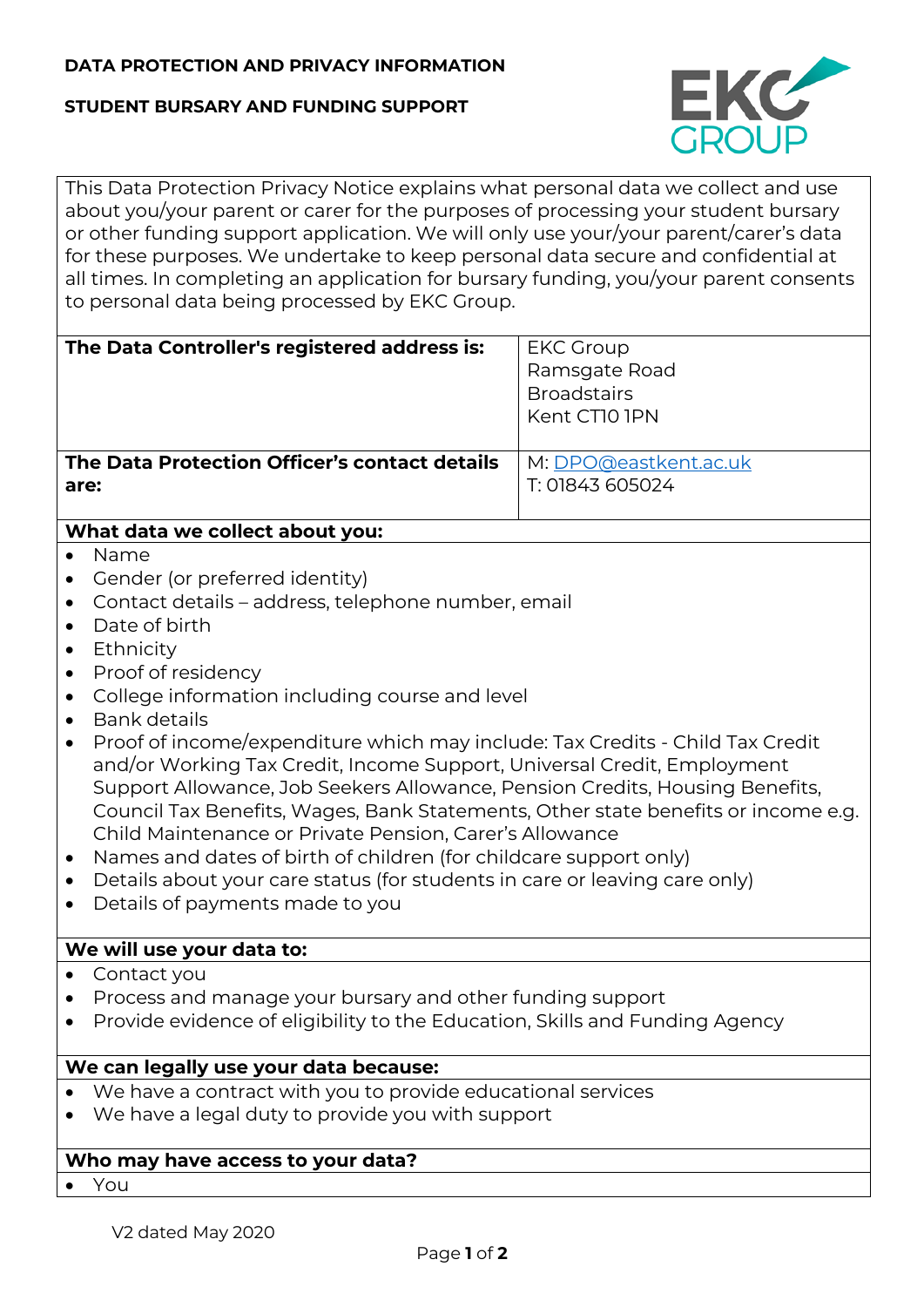**DATA PROTECTION AND PRIVACY INFORMATION**

**STUDENT BURSARY AND FUNDING SUPPORT**

This Data Protection Privacy Notice explains what personal data we collect and use about you/your parent or carer for the purposes of processing your student bursary or other funding support application. We will only use your/your parent/carer's data for these purposes. We undertake to keep personal data secure and confidential at all times. In completing an application for bursary funding, you/your parent consents to personal data being processed by EKC Group.

| | |
|---|---|
| **The Data Controller's registered address is:** | EKC Group<br>Ramsgate Road<br>Broadstairs<br>Kent CT10 1PN |
| **The Data Protection Officer's contact details are:** | M: DPO@eastkent.ac.uk<br>T: 01843 605024 |

**What data we collect about you:**

- Name
- Gender (or preferred identity)
- Contact details – address, telephone number, email
- Date of birth
- Ethnicity
- Proof of residency
- College information including course and level
- Bank details
- Proof of income/expenditure which may include: Tax Credits - Child Tax Credit and/or Working Tax Credit, Income Support, Universal Credit, Employment Support Allowance, Job Seekers Allowance, Pension Credits, Housing Benefits, Council Tax Benefits, Wages, Bank Statements, Other state benefits or income e.g. Child Maintenance or Private Pension, Carer's Allowance
- Names and dates of birth of children (for childcare support only)
- Details about your care status (for students in care or leaving care only)
- Details of payments made to you

**We will use your data to:**

- Contact you
- Process and manage your bursary and other funding support
- Provide evidence of eligibility to the Education, Skills and Funding Agency

**We can legally use your data because:**

- We have a contract with you to provide educational services
- We have a legal duty to provide you with support

**Who may have access to your data?**

- You

V2 dated May 2020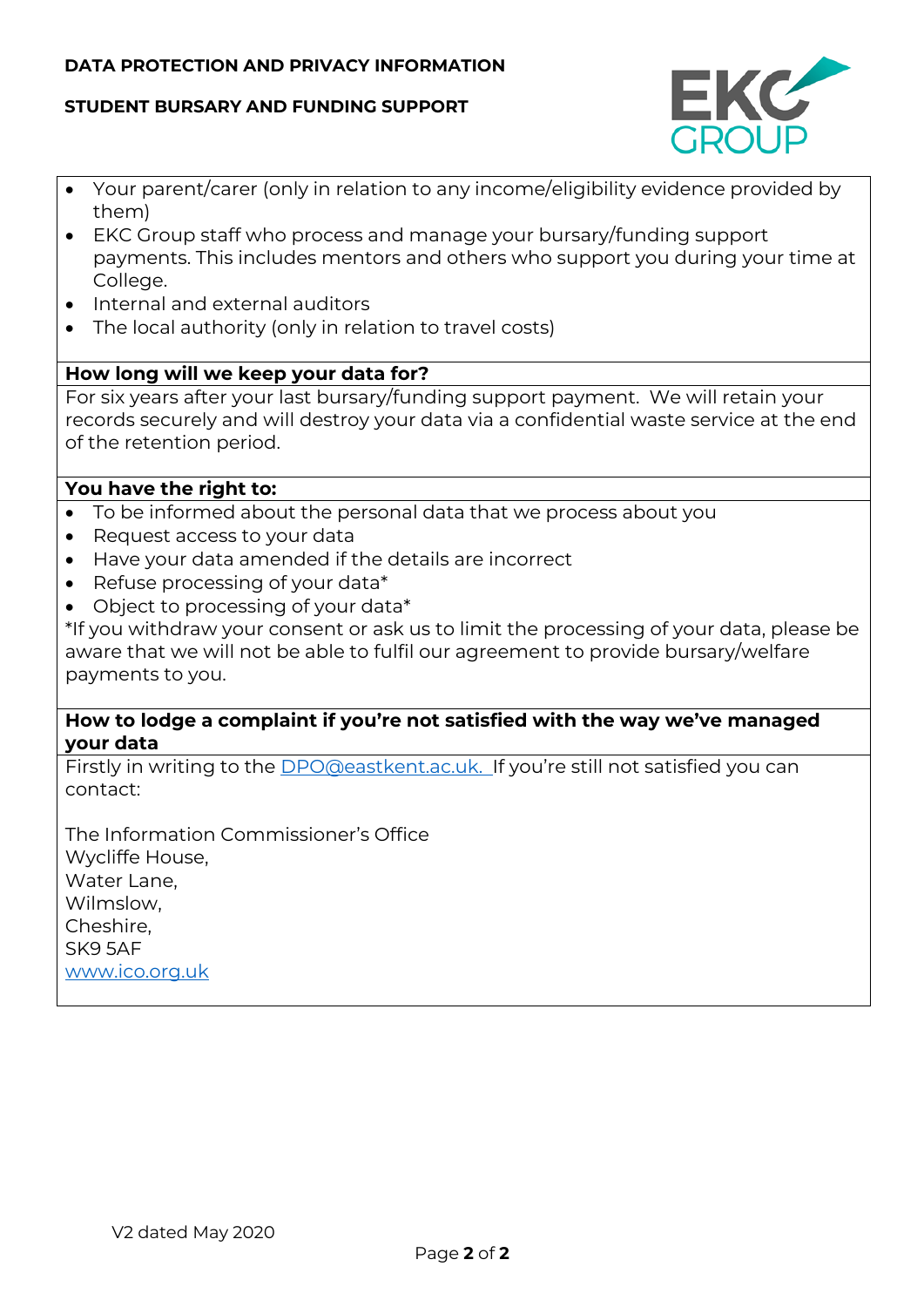- Your parent/carer (only in relation to any income/eligibility evidence provided by them)
- EKC Group staff who process and manage your bursary/funding support payments. This includes mentors and others who support you during your time at College.
- Internal and external auditors
- The local authority (only in relation to travel costs)

**How long will we keep your data for?**

For six years after your last bursary/funding support payment. We will retain your records securely and will destroy your data via a confidential waste service at the end of the retention period.

**You have the right to:**

- To be informed about the personal data that we process about you
- Request access to your data
- Have your data amended if the details are incorrect
- Refuse processing of your data*
- Object to processing of your data*

*If you withdraw your consent or ask us to limit the processing of your data, please be aware that we will not be able to fulfil our agreement to provide bursary/welfare payments to you.

**How to lodge a complaint if you're not satisfied with the way we've managed your data**

Firstly in writing to the [DPO@eastkent.ac.uk.](mailto:DPO@eastkent.ac.uk) If you're still not satisfied you can contact:

The Information Commissioner's Office
Wycliffe House,
Water Lane,
Wilmslow,
Cheshire,
SK9 5AF
[www.ico.org.uk](http://www.ico.org.uk)

V2 dated May 2020